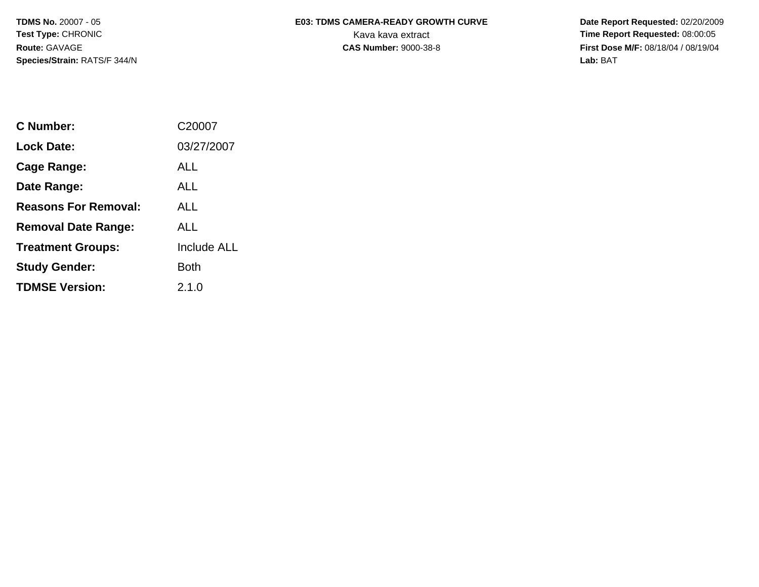**TDMS No.** 20007 - 05
**Test Type:** CHRONIC
**Route:** GAVAGE
**Species/Strain:** RATS/F 344/N

**E03: TDMS CAMERA-READY GROWTH CURVE**
Kava kava extract
**CAS Number:** 9000-38-8

**Date Report Requested:** 02/20/2009
**Time Report Requested:** 08:00:05
**First Dose M/F:** 08/18/04 / 08/19/04
**Lab:** BAT

| | |
|---|---|
| **C Number:** | C20007 |
| **Lock Date:** | 03/27/2007 |
| **Cage Range:** | ALL |
| **Date Range:** | ALL |
| **Reasons For Removal:** | ALL |
| **Removal Date Range:** | ALL |
| **Treatment Groups:** | Include ALL |
| **Study Gender:** | Both |
| **TDMSE Version:** | 2.1.0 |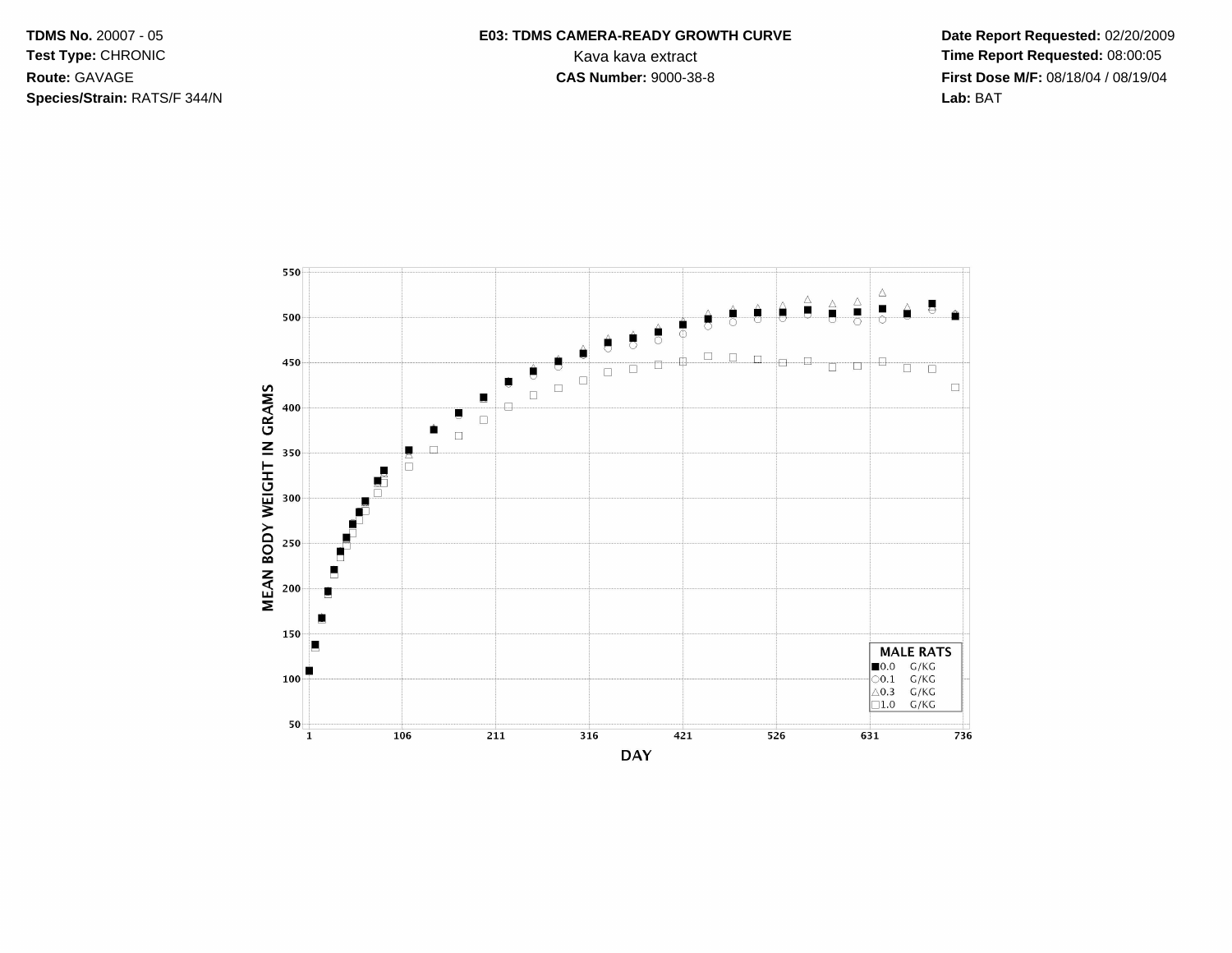**TDMS No.** 20007 - 05
**Test Type:** CHRONIC
**Route:** GAVAGE
**Species/Strain:** RATS/F 344/N

**E03: TDMS CAMERA-READY GROWTH CURVE**
Kava kava extract
**CAS Number:** 9000-38-8

**Date Report Requested:** 02/20/2009
**Time Report Requested:** 08:00:05
**First Dose M/F:** 08/18/04 / 08/19/04
**Lab:** BAT

MEAN BODY WEIGHT IN GRAMS

DAY

MALE RATS
- ■ 0.0 G/KG
- ○ 0.1 G/KG
- △ 0.3 G/KG
- □ 1.0 G/KG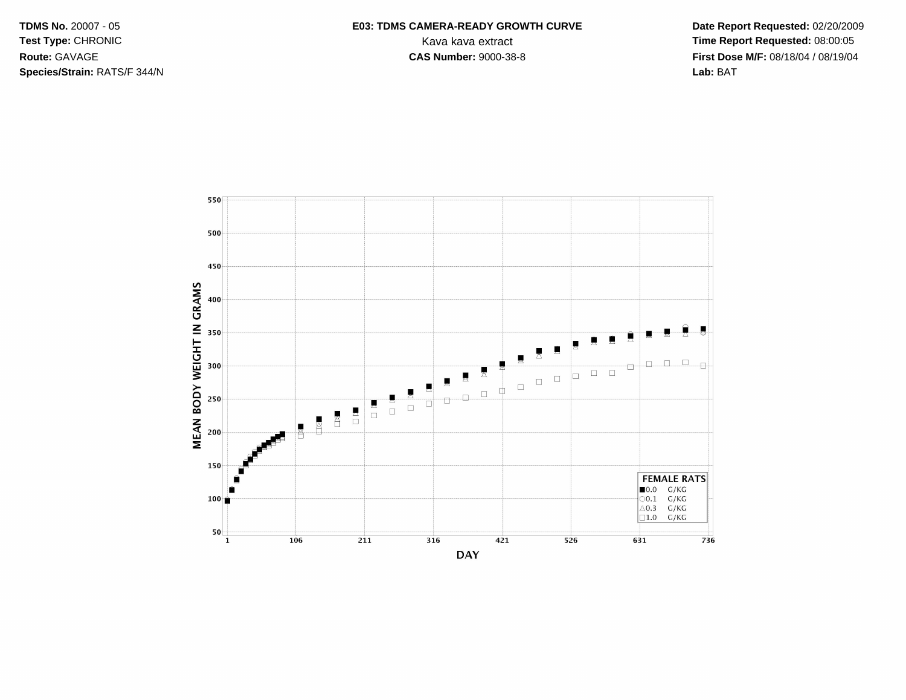**TDMS No.** 20007 - 05
**Test Type:** CHRONIC
**Route:** GAVAGE
**Species/Strain:** RATS/F 344/N

**E03: TDMS CAMERA-READY GROWTH CURVE**
Kava kava extract
**CAS Number:** 9000-38-8

**Date Report Requested:** 02/20/2009
**Time Report Requested:** 08:00:05
**First Dose M/F:** 08/18/04 / 08/19/04
**Lab:** BAT

MEAN BODY WEIGHT IN GRAMS

550
500
450
400
350
300
250
200
150
100
50

1
106
211
316
421
526
631
736

DAY

FEMALE RATS
■0.0 G/KG
○0.1 G/KG
△0.3 G/KG
□1.0 G/KG